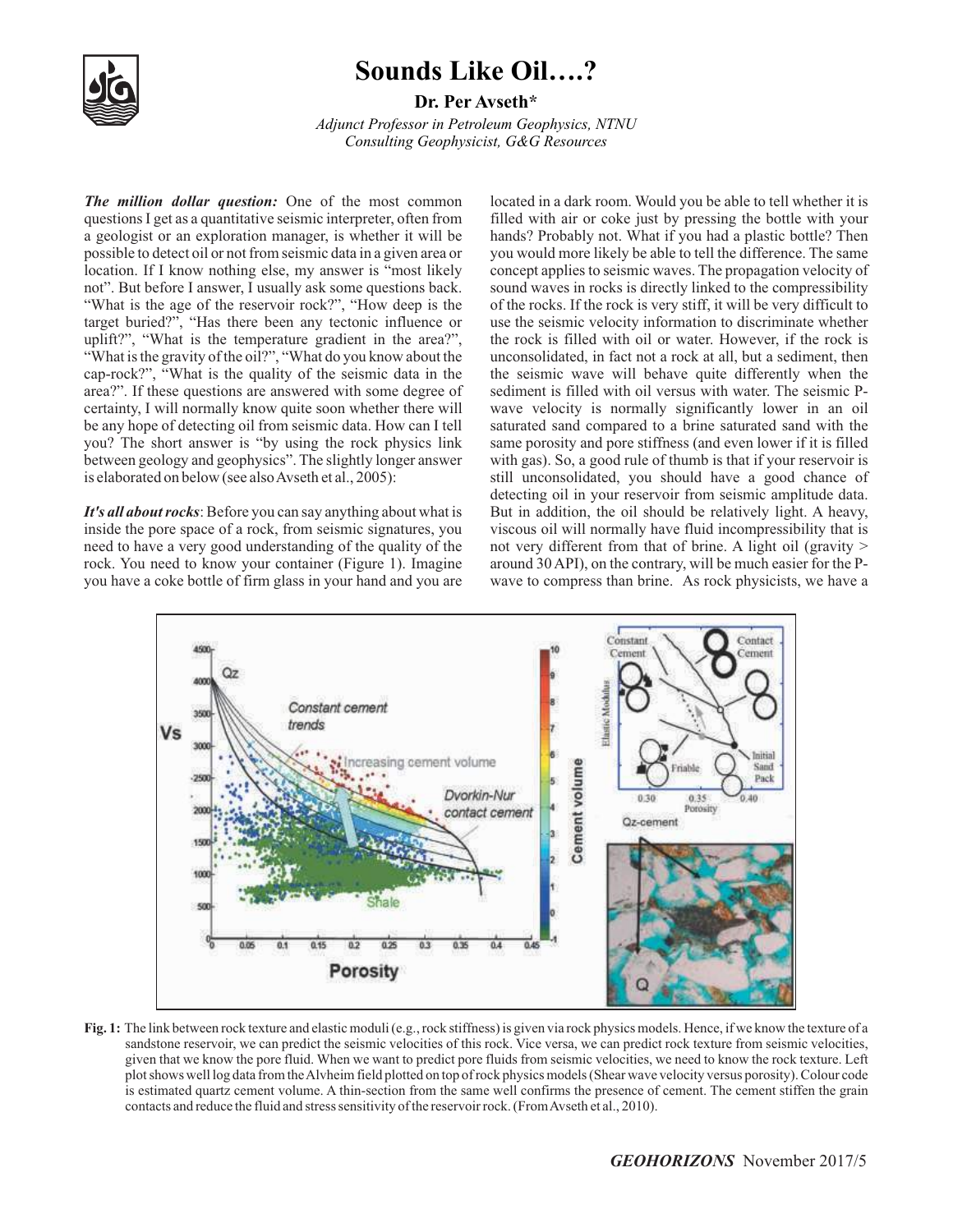# Sounds Like Oil….?

**Dr. Per Avseth***

*Adjunct Professor in Petroleum Geophysics, NTNU*
*Consulting Geophysicist, G&G Resources*

***The million dollar question:*** One of the most common questions I get as a quantitative seismic interpreter, often from a geologist or an exploration manager, is whether it will be possible to detect oil or not from seismic data in a given area or location. If I know nothing else, my answer is "most likely not". But before I answer, I usually ask some questions back. "What is the age of the reservoir rock?", "How deep is the target buried?", "Has there been any tectonic influence or uplift?", "What is the temperature gradient in the area?", "What is the gravity of the oil?", "What do you know about the cap-rock?", "What is the quality of the seismic data in the area?". If these questions are answered with some degree of certainty, I will normally know quite soon whether there will be any hope of detecting oil from seismic data. How can I tell you? The short answer is "by using the rock physics link between geology and geophysics". The slightly longer answer is elaborated on below (see also Avseth et al., 2005):

***It's all about rocks***: Before you can say anything about what is inside the pore space of a rock, from seismic signatures, you need to have a very good understanding of the quality of the rock. You need to know your container (Figure 1). Imagine you have a coke bottle of firm glass in your hand and you are located in a dark room. Would you be able to tell whether it is filled with air or coke just by pressing the bottle with your hands? Probably not. What if you had a plastic bottle? Then you would more likely be able to tell the difference. The same concept applies to seismic waves. The propagation velocity of sound waves in rocks is directly linked to the compressibility of the rocks. If the rock is very stiff, it will be very difficult to use the seismic velocity information to discriminate whether the rock is filled with oil or water. However, if the rock is unconsolidated, in fact not a rock at all, but a sediment, then the seismic wave will behave quite differently when the sediment is filled with oil versus with water. The seismic P-wave velocity is normally significantly lower in an oil saturated sand compared to a brine saturated sand with the same porosity and pore stiffness (and even lower if it is filled with gas). So, a good rule of thumb is that if your reservoir is still unconsolidated, you should have a good chance of detecting oil in your reservoir from seismic amplitude data. But in addition, the oil should be relatively light. A heavy, viscous oil will normally have fluid incompressibility that is not very different from that of brine. A light oil (gravity > around 30 API), on the contrary, will be much easier for the P-wave to compress than brine. As rock physicists, we have a

**Fig. 1:** The link between rock texture and elastic moduli (e.g., rock stiffness) is given via rock physics models. Hence, if we know the texture of a sandstone reservoir, we can predict the seismic velocities of this rock. Vice versa, we can predict rock texture from seismic velocities, given that we know the pore fluid. When we want to predict pore fluids from seismic velocities, we need to know the rock texture. Left plot shows well log data from the Alvheim field plotted on top of rock physics models (Shear wave velocity versus porosity). Colour code is estimated quartz cement volume. A thin-section from the same well confirms the presence of cement. The cement stiffen the grain contacts and reduce the fluid and stress sensitivity of the reservoir rock. (From Avseth et al., 2010).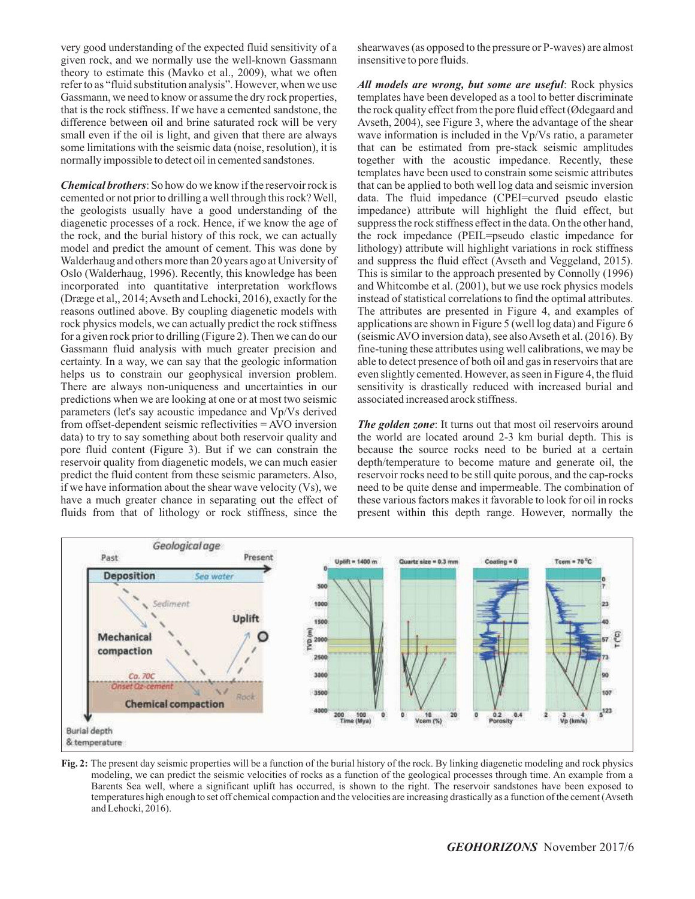very good understanding of the expected fluid sensitivity of a given rock, and we normally use the well-known Gassmann theory to estimate this (Mavko et al., 2009), what we often refer to as "fluid substitution analysis". However, when we use Gassmann, we need to know or assume the dry rock properties, that is the rock stiffness. If we have a cemented sandstone, the difference between oil and brine saturated rock will be very small even if the oil is light, and given that there are always some limitations with the seismic data (noise, resolution), it is normally impossible to detect oil in cemented sandstones.

***Chemical brothers***: So how do we know if the reservoir rock is cemented or not prior to drilling a well through this rock? Well, the geologists usually have a good understanding of the diagenetic processes of a rock. Hence, if we know the age of the rock, and the burial history of this rock, we can actually model and predict the amount of cement. This was done by Walderhaug and others more than 20 years ago at University of Oslo (Walderhaug, 1996). Recently, this knowledge has been incorporated into quantitative interpretation workflows (Dræge et al,, 2014; Avseth and Lehocki, 2016), exactly for the reasons outlined above. By coupling diagenetic models with rock physics models, we can actually predict the rock stiffness for a given rock prior to drilling (Figure 2). Then we can do our Gassmann fluid analysis with much greater precision and certainty. In a way, we can say that the geologic information helps us to constrain our geophysical inversion problem. There are always non-uniqueness and uncertainties in our predictions when we are looking at one or at most two seismic parameters (let's say acoustic impedance and Vp/Vs derived from offset-dependent seismic reflectivities = AVO inversion data) to try to say something about both reservoir quality and pore fluid content (Figure 3). But if we can constrain the reservoir quality from diagenetic models, we can much easier predict the fluid content from these seismic parameters. Also, if we have information about the shear wave velocity (Vs), we have a much greater chance in separating out the effect of fluids from that of lithology or rock stiffness, since the shearwaves (as opposed to the pressure or P-waves) are almost insensitive to pore fluids.

***All models are wrong, but some are useful***: Rock physics templates have been developed as a tool to better discriminate the rock quality effect from the pore fluid effect (Ødegaard and Avseth, 2004), see Figure 3, where the advantage of the shear wave information is included in the Vp/Vs ratio, a parameter that can be estimated from pre-stack seismic amplitudes together with the acoustic impedance. Recently, these templates have been used to constrain some seismic attributes that can be applied to both well log data and seismic inversion data. The fluid impedance (CPEI=curved pseudo elastic impedance) attribute will highlight the fluid effect, but suppress the rock stiffness effect in the data. On the other hand, the rock impedance (PEIL=pseudo elastic impedance for lithology) attribute will highlight variations in rock stiffness and suppress the fluid effect (Avseth and Veggeland, 2015). This is similar to the approach presented by Connolly (1996) and Whitcombe et al. (2001), but we use rock physics models instead of statistical correlations to find the optimal attributes. The attributes are presented in Figure 4, and examples of applications are shown in Figure 5 (well log data) and Figure 6 (seismic AVO inversion data), see also Avseth et al. (2016). By fine-tuning these attributes using well calibrations, we may be able to detect presence of both oil and gas in reservoirs that are even slightly cemented. However, as seen in Figure 4, the fluid sensitivity is drastically reduced with increased burial and associated increased arock stiffness.

***The golden zone***: It turns out that most oil reservoirs around the world are located around 2-3 km burial depth. This is because the source rocks need to be buried at a certain depth/temperature to become mature and generate oil, the reservoir rocks need to be still quite porous, and the cap-rocks need to be quite dense and impermeable. The combination of these various factors makes it favorable to look for oil in rocks present within this depth range. However, normally the

**Fig. 2:** The present day seismic properties will be a function of the burial history of the rock. By linking diagenetic modeling and rock physics modeling, we can predict the seismic velocities of rocks as a function of the geological processes through time. An example from a Barents Sea well, where a significant uplift has occurred, is shown to the right. The reservoir sandstones have been exposed to temperatures high enough to set off chemical compaction and the velocities are increasing drastically as a function of the cement (Avseth and Lehocki, 2016).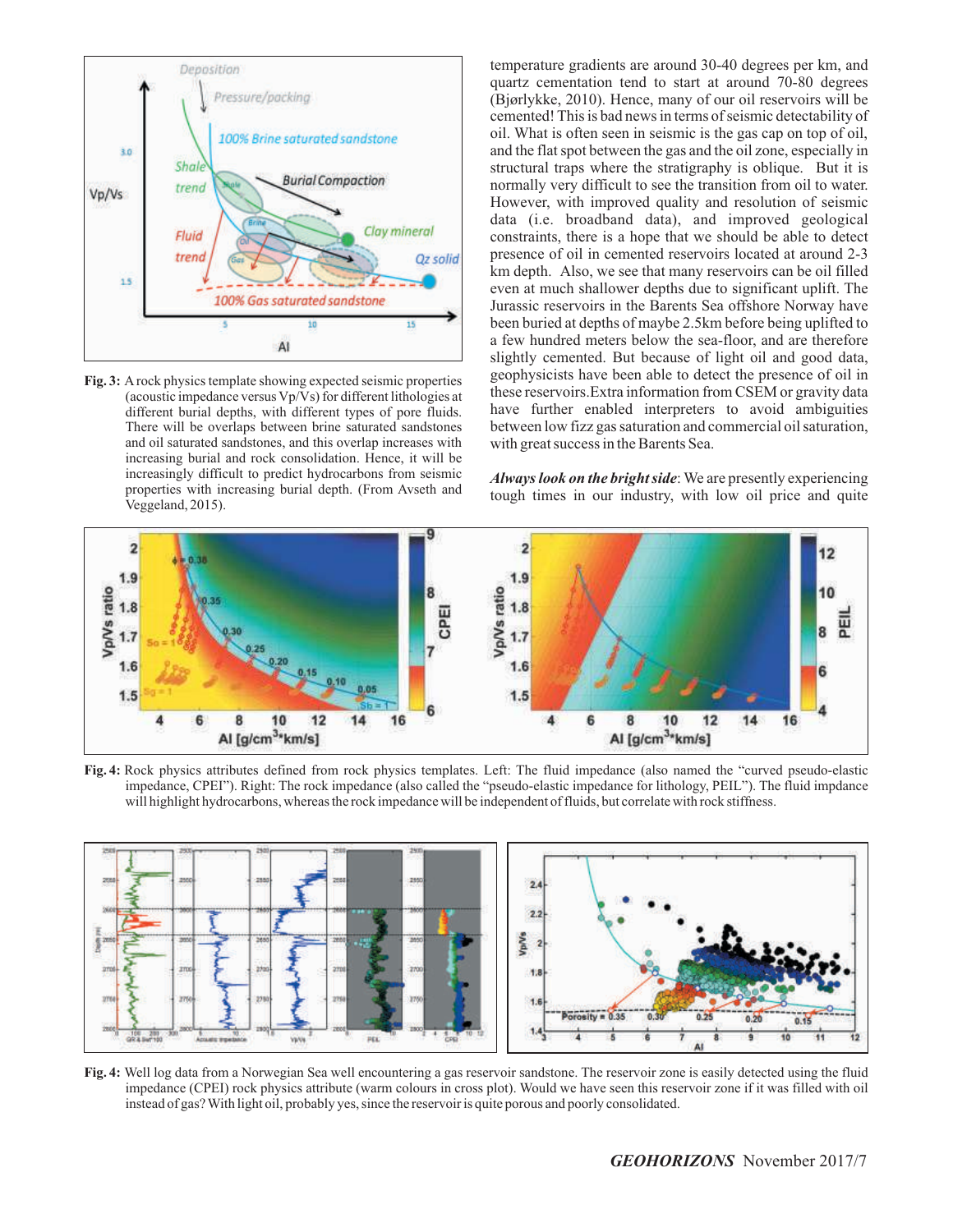temperature gradients are around 30-40 degrees per km, and quartz cementation tend to start at around 70-80 degrees (Bjørlykke, 2010). Hence, many of our oil reservoirs will be cemented! This is bad news in terms of seismic detectability of oil. What is often seen in seismic is the gas cap on top of oil, and the flat spot between the gas and the oil zone, especially in structural traps where the stratigraphy is oblique. But it is normally very difficult to see the transition from oil to water. However, with improved quality and resolution of seismic data (i.e. broadband data), and improved geological constraints, there is a hope that we should be able to detect presence of oil in cemented reservoirs located at around 2-3 km depth. Also, we see that many reservoirs can be oil filled even at much shallower depths due to significant uplift. The Jurassic reservoirs in the Barents Sea offshore Norway have been buried at depths of maybe 2.5km before being uplifted to a few hundred meters below the sea-floor, and are therefore slightly cemented. But because of light oil and good data, geophysicists have been able to detect the presence of oil in these reservoirs.Extra information from CSEM or gravity data have further enabled interpreters to avoid ambiguities between low fizz gas saturation and commercial oil saturation, with great success in the Barents Sea.

**Fig. 3:** A rock physics template showing expected seismic properties (acoustic impedance versus Vp/Vs) for different lithologies at different burial depths, with different types of pore fluids. There will be overlaps between brine saturated sandstones and oil saturated sandstones, and this overlap increases with increasing burial and rock consolidation. Hence, it will be increasingly difficult to predict hydrocarbons from seismic properties with increasing burial depth. (From Avseth and Veggeland, 2015).

***Always look on the bright side***: We are presently experiencing tough times in our industry, with low oil price and quite

**Fig. 4:** Rock physics attributes defined from rock physics templates. Left: The fluid impedance (also named the "curved pseudo-elastic impedance, CPEI"). Right: The rock impedance (also called the "pseudo-elastic impedance for lithology, PEIL"). The fluid impdance will highlight hydrocarbons, whereas the rock impedance will be independent of fluids, but correlate with rock stiffness.

**Fig. 4:** Well log data from a Norwegian Sea well encountering a gas reservoir sandstone. The reservoir zone is easily detected using the fluid impedance (CPEI) rock physics attribute (warm colours in cross plot). Would we have seen this reservoir zone if it was filled with oil instead of gas? With light oil, probably yes, since the reservoir is quite porous and poorly consolidated.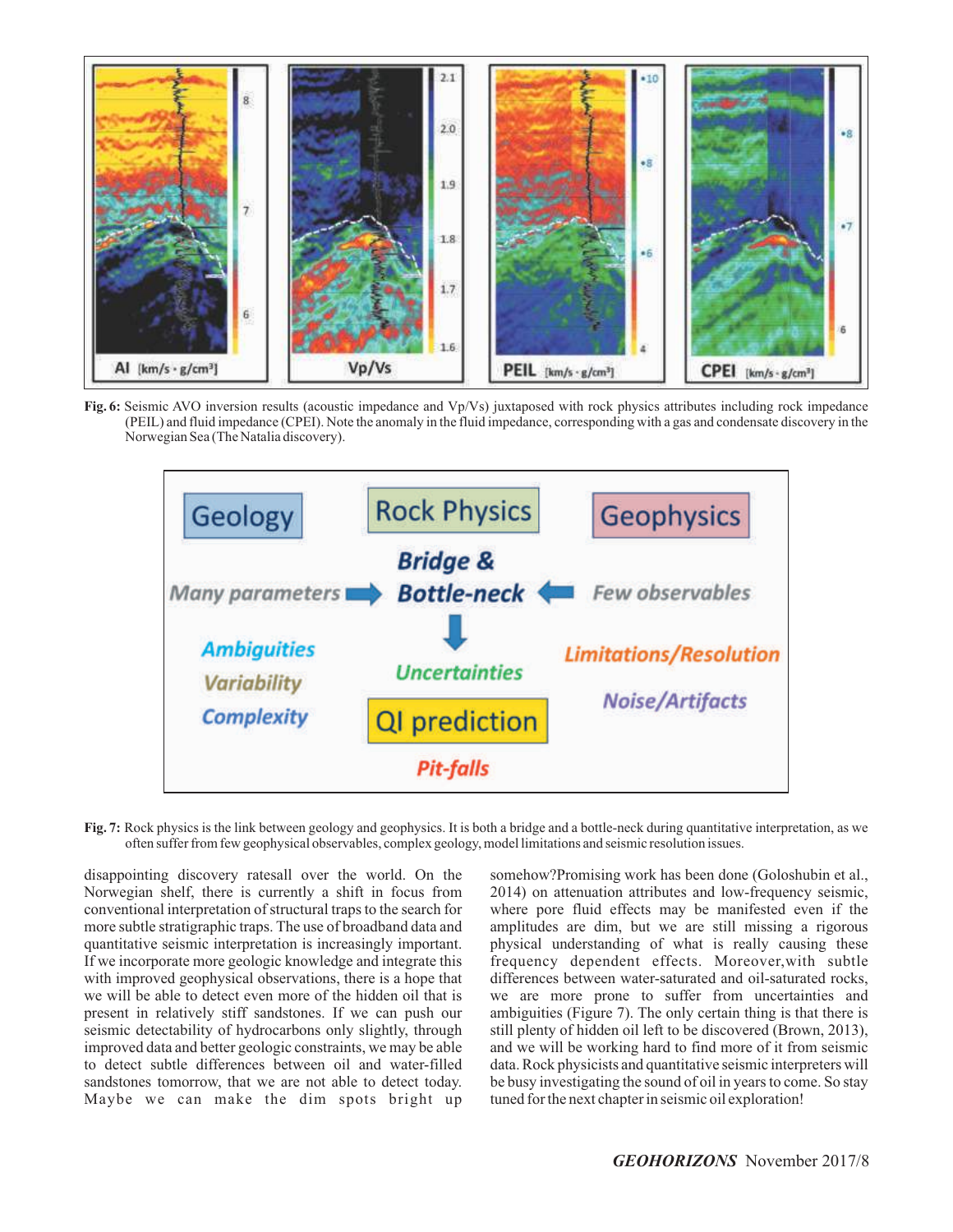**Fig. 6:** Seismic AVO inversion results (acoustic impedance and Vp/Vs) juxtaposed with rock physics attributes including rock impedance (PEIL) and fluid impedance (CPEI). Note the anomaly in the fluid impedance, corresponding with a gas and condensate discovery in the Norwegian Sea (The Natalia discovery).

**Fig. 7:** Rock physics is the link between geology and geophysics. It is both a bridge and a bottle-neck during quantitative interpretation, as we often suffer from few geophysical observables, complex geology, model limitations and seismic resolution issues.

disappointing discovery ratesall over the world. On the Norwegian shelf, there is currently a shift in focus from conventional interpretation of structural traps to the search for more subtle stratigraphic traps. The use of broadband data and quantitative seismic interpretation is increasingly important. If we incorporate more geologic knowledge and integrate this with improved geophysical observations, there is a hope that we will be able to detect even more of the hidden oil that is present in relatively stiff sandstones. If we can push our seismic detectability of hydrocarbons only slightly, through improved data and better geologic constraints, we may be able to detect subtle differences between oil and water-filled sandstones tomorrow, that we are not able to detect today. Maybe we can make the dim spots bright up somehow?Promising work has been done (Goloshubin et al., 2014) on attenuation attributes and low-frequency seismic, where pore fluid effects may be manifested even if the amplitudes are dim, but we are still missing a rigorous physical understanding of what is really causing these frequency dependent effects. Moreover,with subtle differences between water-saturated and oil-saturated rocks, we are more prone to suffer from uncertainties and ambiguities (Figure 7). The only certain thing is that there is still plenty of hidden oil left to be discovered (Brown, 2013), and we will be working hard to find more of it from seismic data. Rock physicists and quantitative seismic interpreters will be busy investigating the sound of oil in years to come. So stay tuned for the next chapter in seismic oil exploration!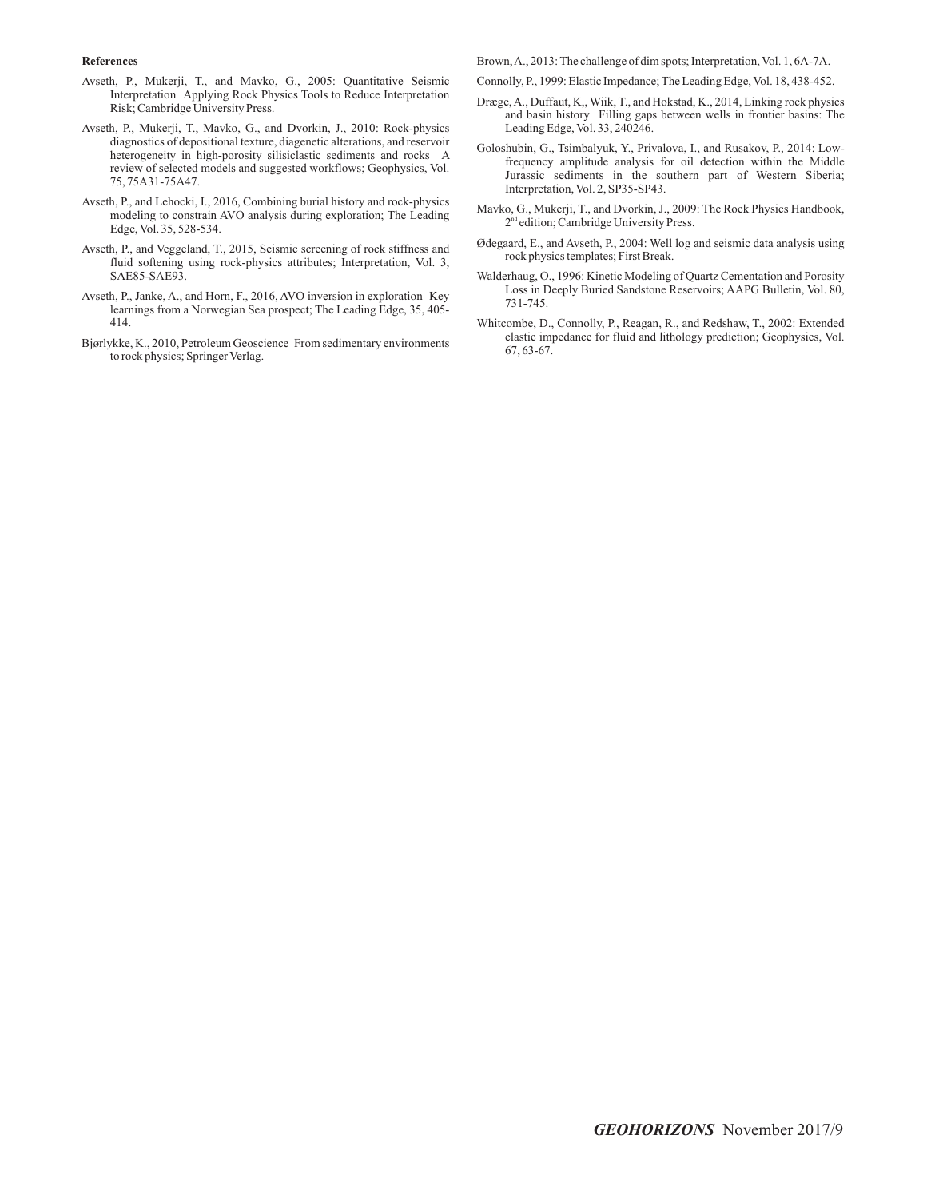**References**

Avseth, P., Mukerji, T., and Mavko, G., 2005: Quantitative Seismic Interpretation Applying Rock Physics Tools to Reduce Interpretation Risk; Cambridge University Press.

Avseth, P., Mukerji, T., Mavko, G., and Dvorkin, J., 2010: Rock-physics diagnostics of depositional texture, diagenetic alterations, and reservoir heterogeneity in high-porosity silisiclastic sediments and rocks A review of selected models and suggested workflows; Geophysics, Vol. 75, 75A31-75A47.

Avseth, P., and Lehocki, I., 2016, Combining burial history and rock-physics modeling to constrain AVO analysis during exploration; The Leading Edge, Vol. 35, 528-534.

Avseth, P., and Veggeland, T., 2015, Seismic screening of rock stiffness and fluid softening using rock-physics attributes; Interpretation, Vol. 3, SAE85-SAE93.

Avseth, P., Janke, A., and Horn, F., 2016, AVO inversion in exploration Key learnings from a Norwegian Sea prospect; The Leading Edge, 35, 405-414.

Bjørlykke, K., 2010, Petroleum Geoscience From sedimentary environments to rock physics; Springer Verlag.

Brown, A., 2013: The challenge of dim spots; Interpretation, Vol. 1, 6A-7A.

Connolly, P., 1999: Elastic Impedance; The Leading Edge, Vol. 18, 438-452.

Dræge, A., Duffaut, K,, Wiik, T., and Hokstad, K., 2014, Linking rock physics and basin history Filling gaps between wells in frontier basins: The Leading Edge, Vol. 33, 240246.

Goloshubin, G., Tsimbalyuk, Y., Privalova, I., and Rusakov, P., 2014: Low-frequency amplitude analysis for oil detection within the Middle Jurassic sediments in the southern part of Western Siberia; Interpretation, Vol. 2, SP35-SP43.

Mavko, G., Mukerji, T., and Dvorkin, J., 2009: The Rock Physics Handbook, 2nd edition; Cambridge University Press.

Ødegaard, E., and Avseth, P., 2004: Well log and seismic data analysis using rock physics templates; First Break.

Walderhaug, O., 1996: Kinetic Modeling of Quartz Cementation and Porosity Loss in Deeply Buried Sandstone Reservoirs; AAPG Bulletin, Vol. 80, 731-745.

Whitcombe, D., Connolly, P., Reagan, R., and Redshaw, T., 2002: Extended elastic impedance for fluid and lithology prediction; Geophysics, Vol. 67, 63-67.